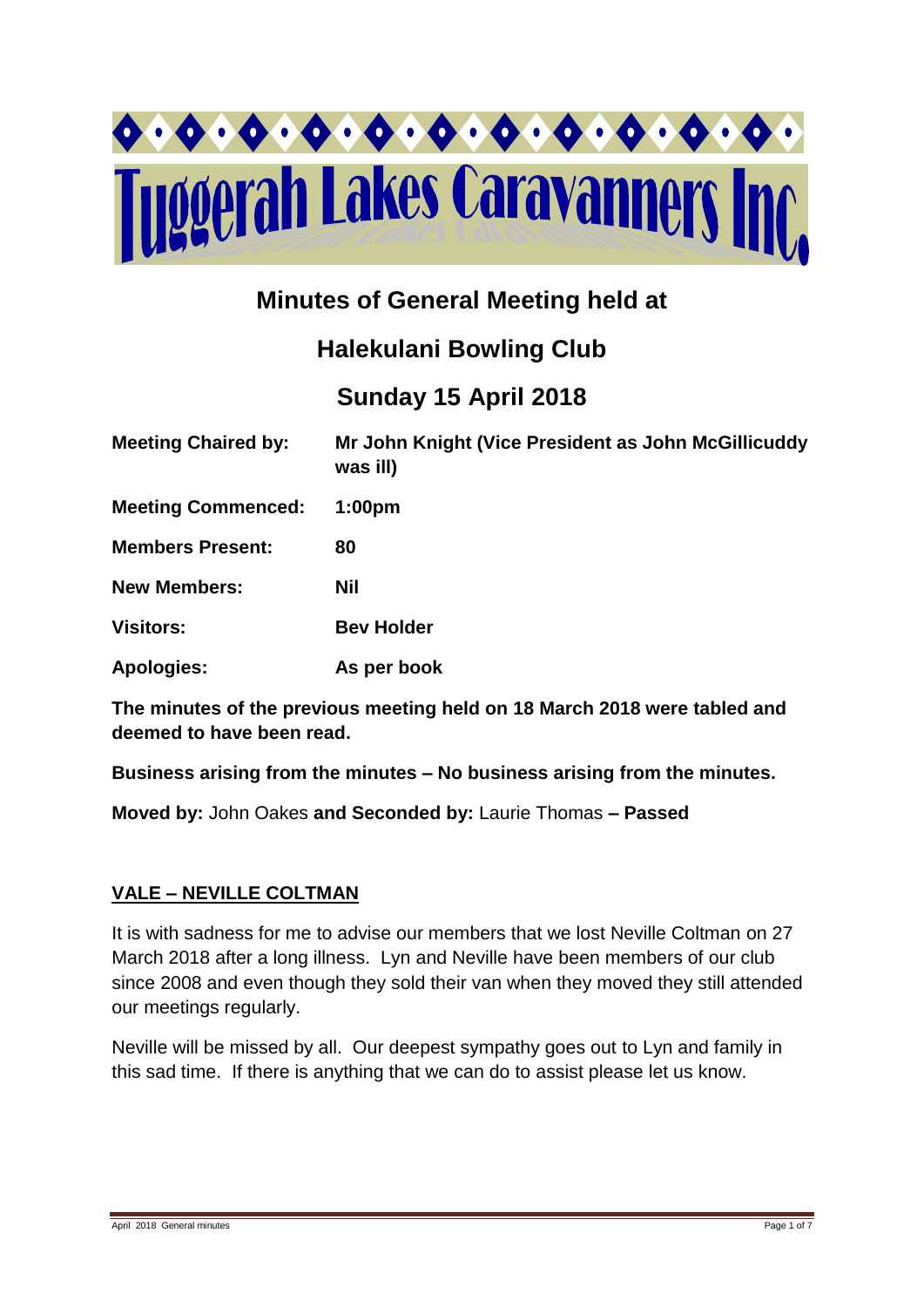# Tuggerah Lakes Caravanners Inc

## Minutes of General Meeting held at

## Halekulani Bowling Club

## Sunday 15 April 2018

| | |
|---|---|
| **Meeting Chaired by:** | **Mr John Knight (Vice President as John McGillicuddy was ill)** |
| **Meeting Commenced:** | **1:00pm** |
| **Members Present:** | **80** |
| **New Members:** | **Nil** |
| **Visitors:** | **Bev Holder** |
| **Apologies:** | **As per book** |

**The minutes of the previous meeting held on 18 March 2018 were tabled and deemed to have been read.**

**Business arising from the minutes – No business arising from the minutes.**

**Moved by:** John Oakes **and Seconded by:** Laurie Thomas **– Passed**

### VALE – NEVILLE COLTMAN

It is with sadness for me to advise our members that we lost Neville Coltman on 27 March 2018 after a long illness. Lyn and Neville have been members of our club since 2008 and even though they sold their van when they moved they still attended our meetings regularly.

Neville will be missed by all. Our deepest sympathy goes out to Lyn and family in this sad time. If there is anything that we can do to assist please let us know.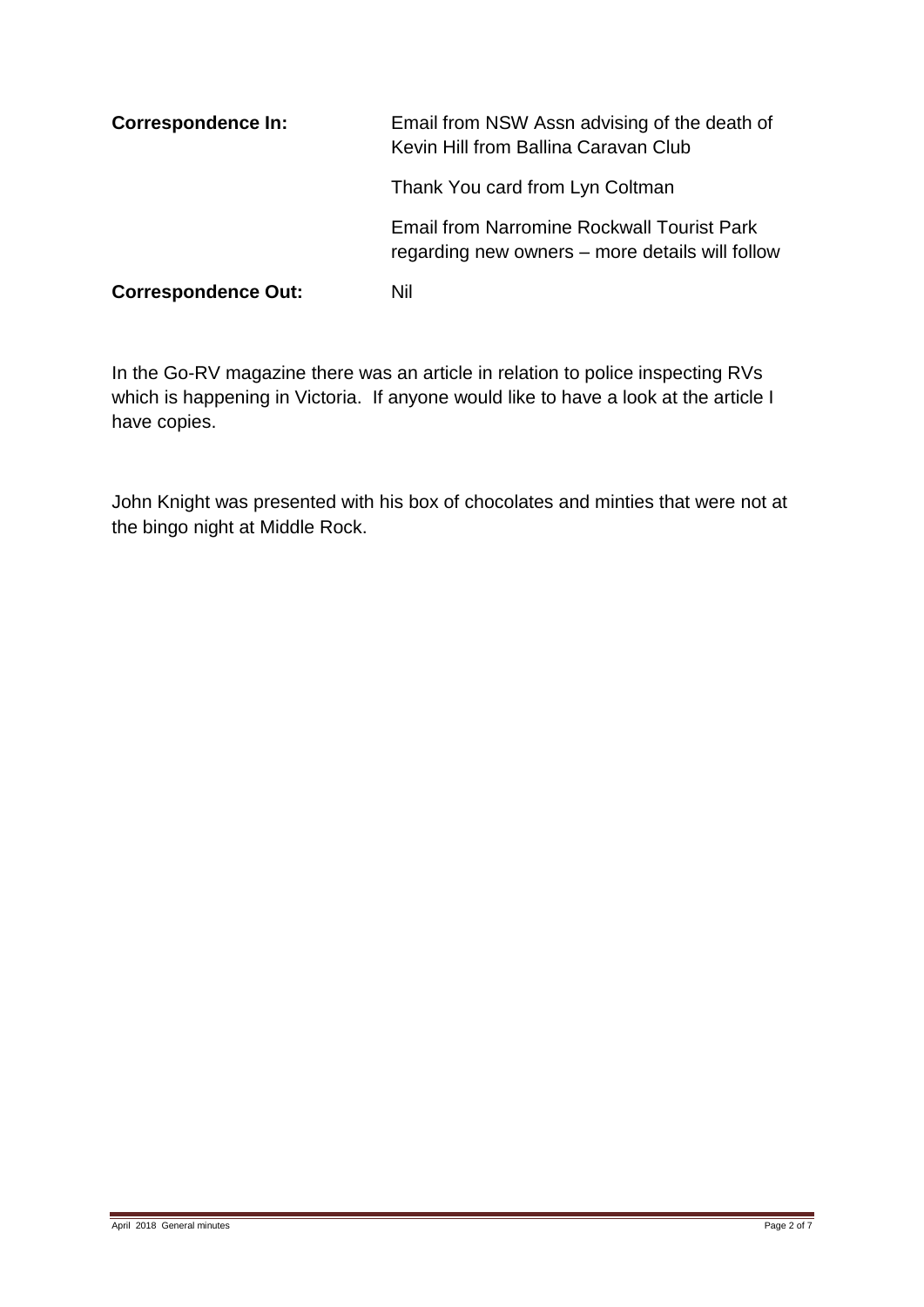**Correspondence In:** Email from NSW Assn advising of the death of Kevin Hill from Ballina Caravan Club

Thank You card from Lyn Coltman

Email from Narromine Rockwall Tourist Park regarding new owners – more details will follow

**Correspondence Out:** Nil

In the Go-RV magazine there was an article in relation to police inspecting RVs which is happening in Victoria. If anyone would like to have a look at the article I have copies.

John Knight was presented with his box of chocolates and minties that were not at the bingo night at Middle Rock.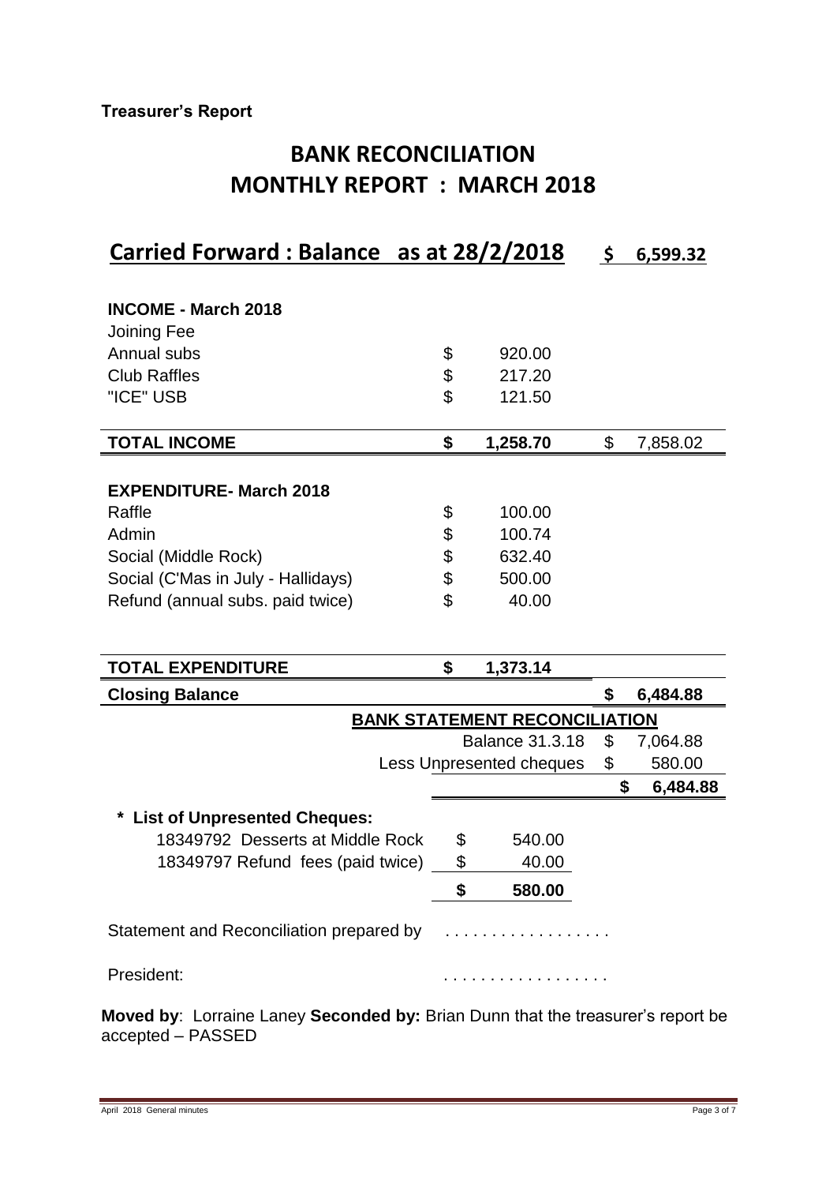**Treasurer's Report**

# BANK RECONCILIATION
# MONTHLY REPORT : MARCH 2018

## Carried Forward : Balance as at 28/2/2018 $ 6,599.32

| | | |
|---|---|---|
| **INCOME - March 2018** | | |
| Joining Fee | | |
| Annual subs | $ 920.00 | |
| Club Raffles | $ 217.20 | |
| "ICE" USB | $ 121.50 | |
| **TOTAL INCOME** | **$ 1,258.70** | $ 7,858.02 |
| | | |
| **EXPENDITURE- March 2018** | | |
| Raffle | $ 100.00 | |
| Admin | $ 100.74 | |
| Social (Middle Rock) | $ 632.40 | |
| Social (C'Mas in July - Hallidays) | $ 500.00 | |
| Refund (annual subs. paid twice) | $ 40.00 | |
| **TOTAL EXPENDITURE** | **$ 1,373.14** | |
| **Closing Balance** | | **$ 6,484.88** |

**BANK STATEMENT RECONCILIATION**

| | |
|---|---|
| Balance 31.3.18 | $ 7,064.88 |
| Less Unpresented cheques | $ 580.00 |
| | **$ 6,484.88** |

**\* List of Unpresented Cheques:**

| | |
|---|---|
| 18349792 Desserts at Middle Rock | $ 540.00 |
| 18349797 Refund fees (paid twice) | $ 40.00 |
| | **$ 580.00** |

Statement and Reconciliation prepared by . . . . . . . . . . . . . . . . . .

President: . . . . . . . . . . . . . . . . . .

**Moved by**: Lorraine Laney **Seconded by:** Brian Dunn that the treasurer's report be accepted – PASSED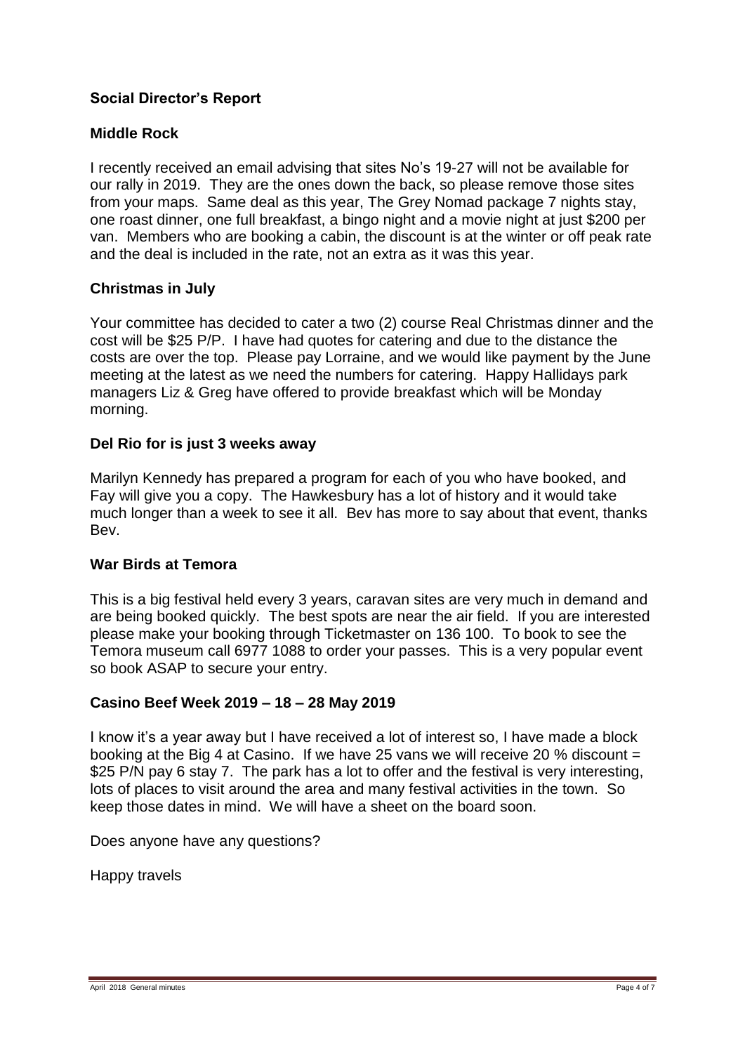## Social Director's Report

### Middle Rock

I recently received an email advising that sites No's 19-27 will not be available for our rally in 2019. They are the ones down the back, so please remove those sites from your maps. Same deal as this year, The Grey Nomad package 7 nights stay, one roast dinner, one full breakfast, a bingo night and a movie night at just $200 per van. Members who are booking a cabin, the discount is at the winter or off peak rate and the deal is included in the rate, not an extra as it was this year.

### Christmas in July

Your committee has decided to cater a two (2) course Real Christmas dinner and the cost will be $25 P/P. I have had quotes for catering and due to the distance the costs are over the top. Please pay Lorraine, and we would like payment by the June meeting at the latest as we need the numbers for catering. Happy Hallidays park managers Liz & Greg have offered to provide breakfast which will be Monday morning.

### Del Rio for is just 3 weeks away

Marilyn Kennedy has prepared a program for each of you who have booked, and Fay will give you a copy. The Hawkesbury has a lot of history and it would take much longer than a week to see it all. Bev has more to say about that event, thanks Bev.

### War Birds at Temora

This is a big festival held every 3 years, caravan sites are very much in demand and are being booked quickly. The best spots are near the air field. If you are interested please make your booking through Ticketmaster on 136 100. To book to see the Temora museum call 6977 1088 to order your passes. This is a very popular event so book ASAP to secure your entry.

### Casino Beef Week 2019 – 18 – 28 May 2019

I know it's a year away but I have received a lot of interest so, I have made a block booking at the Big 4 at Casino. If we have 25 vans we will receive 20 % discount = $25 P/N pay 6 stay 7. The park has a lot to offer and the festival is very interesting, lots of places to visit around the area and many festival activities in the town. So keep those dates in mind. We will have a sheet on the board soon.

Does anyone have any questions?

Happy travels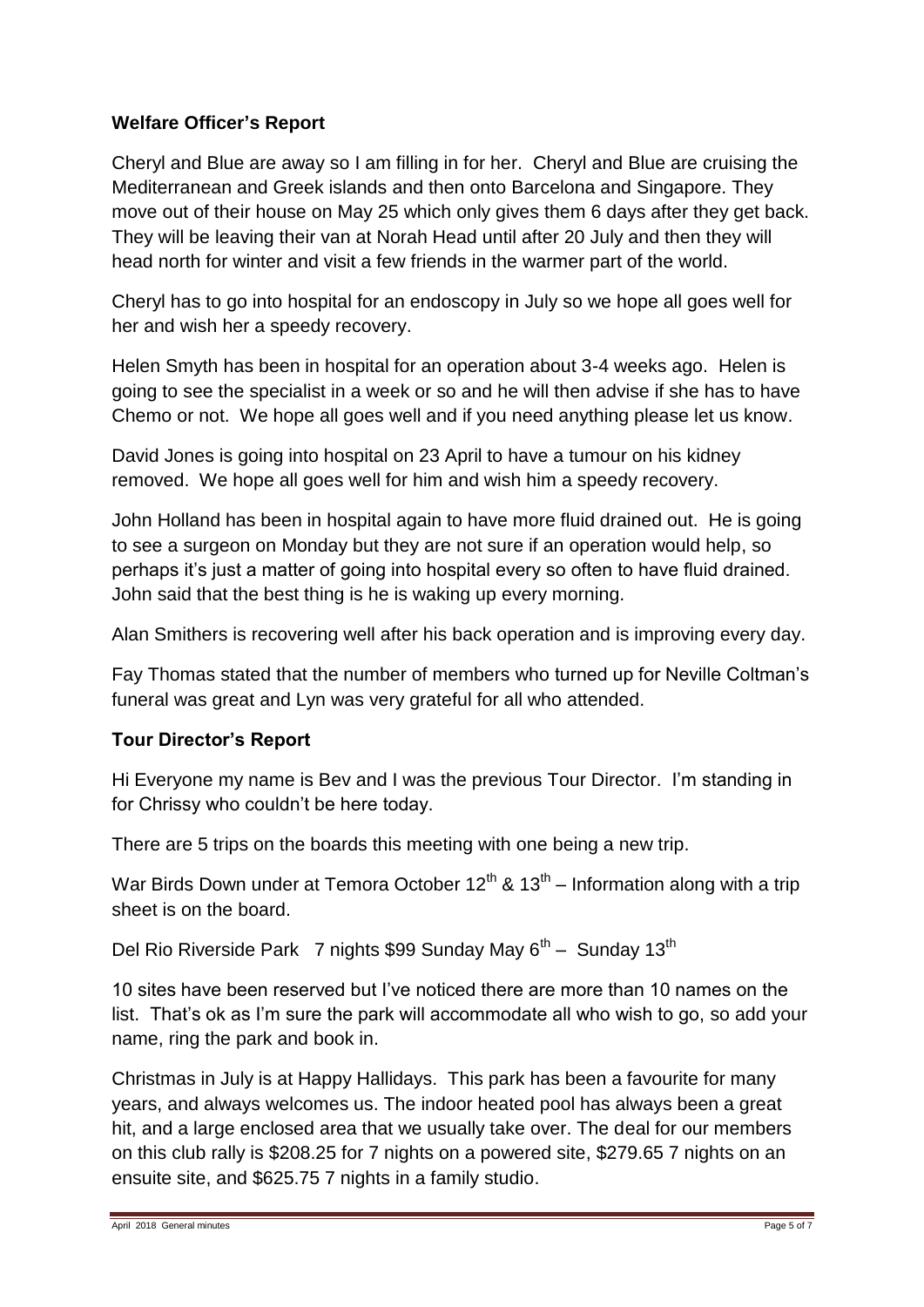## Welfare Officer's Report

Cheryl and Blue are away so I am filling in for her. Cheryl and Blue are cruising the Mediterranean and Greek islands and then onto Barcelona and Singapore. They move out of their house on May 25 which only gives them 6 days after they get back. They will be leaving their van at Norah Head until after 20 July and then they will head north for winter and visit a few friends in the warmer part of the world.

Cheryl has to go into hospital for an endoscopy in July so we hope all goes well for her and wish her a speedy recovery.

Helen Smyth has been in hospital for an operation about 3-4 weeks ago. Helen is going to see the specialist in a week or so and he will then advise if she has to have Chemo or not. We hope all goes well and if you need anything please let us know.

David Jones is going into hospital on 23 April to have a tumour on his kidney removed. We hope all goes well for him and wish him a speedy recovery.

John Holland has been in hospital again to have more fluid drained out. He is going to see a surgeon on Monday but they are not sure if an operation would help, so perhaps it's just a matter of going into hospital every so often to have fluid drained. John said that the best thing is he is waking up every morning.

Alan Smithers is recovering well after his back operation and is improving every day.

Fay Thomas stated that the number of members who turned up for Neville Coltman's funeral was great and Lyn was very grateful for all who attended.

## Tour Director's Report

Hi Everyone my name is Bev and I was the previous Tour Director. I'm standing in for Chrissy who couldn't be here today.

There are 5 trips on the boards this meeting with one being a new trip.

War Birds Down under at Temora October 12th & 13th – Information along with a trip sheet is on the board.

Del Rio Riverside Park 7 nights $99 Sunday May 6th – Sunday 13th

10 sites have been reserved but I've noticed there are more than 10 names on the list. That's ok as I'm sure the park will accommodate all who wish to go, so add your name, ring the park and book in.

Christmas in July is at Happy Hallidays. This park has been a favourite for many years, and always welcomes us. The indoor heated pool has always been a great hit, and a large enclosed area that we usually take over. The deal for our members on this club rally is $208.25 for 7 nights on a powered site, $279.65 7 nights on an ensuite site, and $625.75 7 nights in a family studio.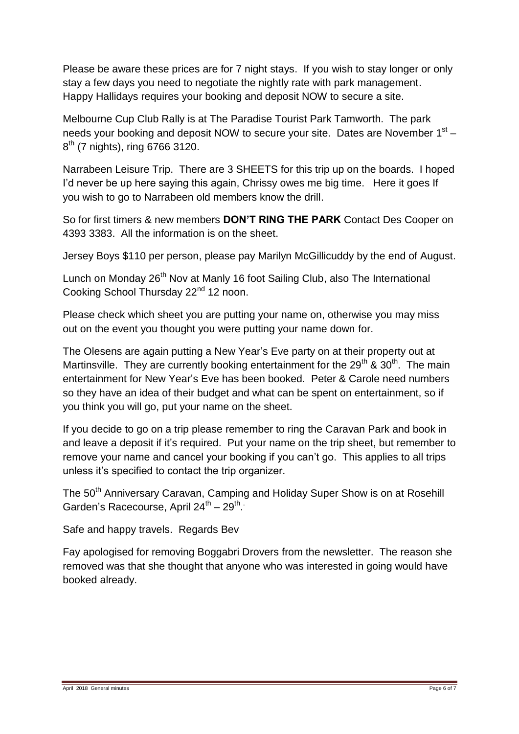Please be aware these prices are for 7 night stays. If you wish to stay longer or only stay a few days you need to negotiate the nightly rate with park management. Happy Hallidays requires your booking and deposit NOW to secure a site.

Melbourne Cup Club Rally is at The Paradise Tourist Park Tamworth. The park needs your booking and deposit NOW to secure your site. Dates are November 1st – 8th (7 nights), ring 6766 3120.

Narrabeen Leisure Trip. There are 3 SHEETS for this trip up on the boards. I hoped I'd never be up here saying this again, Chrissy owes me big time. Here it goes If you wish to go to Narrabeen old members know the drill.

So for first timers & new members **DON'T RING THE PARK** Contact Des Cooper on 4393 3383. All the information is on the sheet.

Jersey Boys $110 per person, please pay Marilyn McGillicuddy by the end of August.

Lunch on Monday 26th Nov at Manly 16 foot Sailing Club, also The International Cooking School Thursday 22nd 12 noon.

Please check which sheet you are putting your name on, otherwise you may miss out on the event you thought you were putting your name down for.

The Olesens are again putting a New Year's Eve party on at their property out at Martinsville. They are currently booking entertainment for the 29th & 30th. The main entertainment for New Year's Eve has been booked. Peter & Carole need numbers so they have an idea of their budget and what can be spent on entertainment, so if you think you will go, put your name on the sheet.

If you decide to go on a trip please remember to ring the Caravan Park and book in and leave a deposit if it's required. Put your name on the trip sheet, but remember to remove your name and cancel your booking if you can't go. This applies to all trips unless it's specified to contact the trip organizer.

The 50th Anniversary Caravan, Camping and Holiday Super Show is on at Rosehill Garden's Racecourse, April 24th – 29th.

Safe and happy travels. Regards Bev

Fay apologised for removing Boggabri Drovers from the newsletter. The reason she removed was that she thought that anyone who was interested in going would have booked already.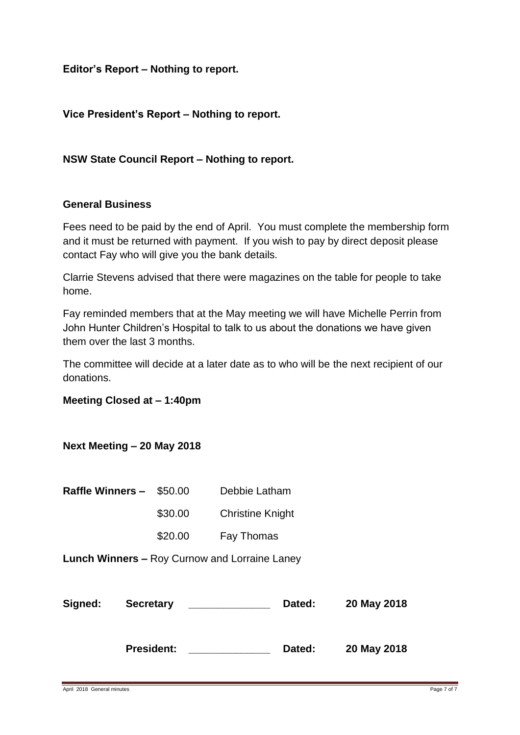**Editor's Report – Nothing to report.**

**Vice President's Report – Nothing to report.**

**NSW State Council Report – Nothing to report.**

**General Business**

Fees need to be paid by the end of April. You must complete the membership form and it must be returned with payment. If you wish to pay by direct deposit please contact Fay who will give you the bank details.

Clarrie Stevens advised that there were magazines on the table for people to take home.

Fay reminded members that at the May meeting we will have Michelle Perrin from John Hunter Children's Hospital to talk to us about the donations we have given them over the last 3 months.

The committee will decide at a later date as to who will be the next recipient of our donations.

**Meeting Closed at – 1:40pm**

**Next Meeting – 20 May 2018**

| | | |
|---|---|---|
| **Raffle Winners –** | $50.00 | Debbie Latham |
| | $30.00 | Christine Knight |
| | $20.00 | Fay Thomas |

**Lunch Winners –** Roy Curnow and Lorraine Laney

| | | | | |
|---|---|---|---|---|
| **Signed:** | **Secretary** | ______________ | **Dated:** | **20 May 2018** |
| | **President:** | ______________ | **Dated:** | **20 May 2018** |